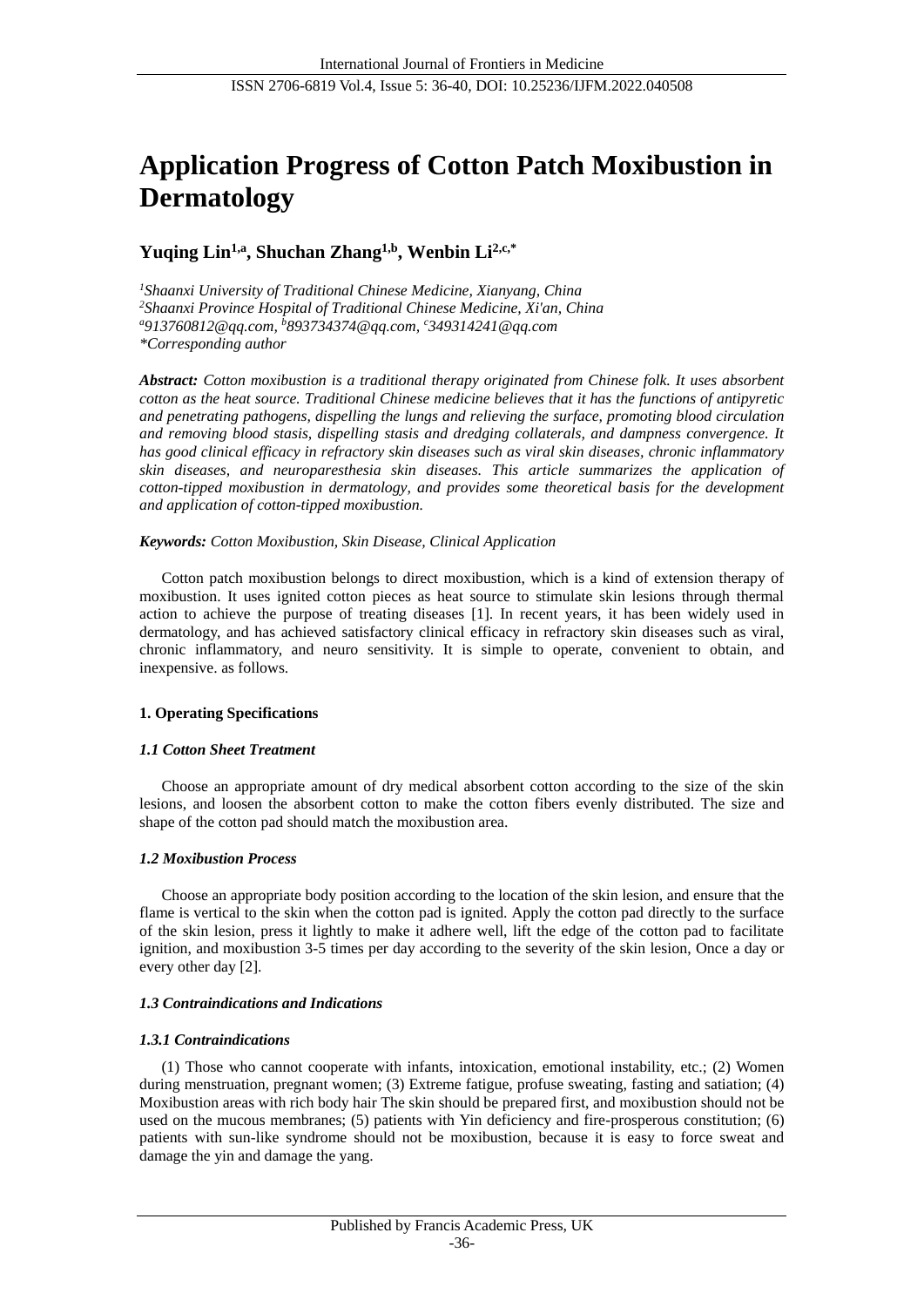# Application Progress of Cotton Patch Moxibustion in Dermatology

**Yuqing Lin[1,a], Shuchan Zhang[1,b], Wenbin Li[2,c,*]**

*[1]Shaanxi University of Traditional Chinese Medicine, Xianyang, China*
*[2]Shaanxi Province Hospital of Traditional Chinese Medicine, Xi'an, China*
*[a]913760812@qq.com, [b]893734374@qq.com, [c]349314241@qq.com*
**Corresponding author*

***Abstract:*** *Cotton moxibustion is a traditional therapy originated from Chinese folk. It uses absorbent cotton as the heat source. Traditional Chinese medicine believes that it has the functions of antipyretic and penetrating pathogens, dispelling the lungs and relieving the surface, promoting blood circulation and removing blood stasis, dispelling stasis and dredging collaterals, and dampness convergence. It has good clinical efficacy in refractory skin diseases such as viral skin diseases, chronic inflammatory skin diseases, and neuroparesthesia skin diseases. This article summarizes the application of cotton-tipped moxibustion in dermatology, and provides some theoretical basis for the development and application of cotton-tipped moxibustion.*

***Keywords:*** *Cotton Moxibustion, Skin Disease, Clinical Application*

Cotton patch moxibustion belongs to direct moxibustion, which is a kind of extension therapy of moxibustion. It uses ignited cotton pieces as heat source to stimulate skin lesions through thermal action to achieve the purpose of treating diseases [1]. In recent years, it has been widely used in dermatology, and has achieved satisfactory clinical efficacy in refractory skin diseases such as viral, chronic inflammatory, and neuro sensitivity. It is simple to operate, convenient to obtain, and inexpensive. as follows.

## 1. Operating Specifications

### *1.1 Cotton Sheet Treatment*

Choose an appropriate amount of dry medical absorbent cotton according to the size of the skin lesions, and loosen the absorbent cotton to make the cotton fibers evenly distributed. The size and shape of the cotton pad should match the moxibustion area.

### *1.2 Moxibustion Process*

Choose an appropriate body position according to the location of the skin lesion, and ensure that the flame is vertical to the skin when the cotton pad is ignited. Apply the cotton pad directly to the surface of the skin lesion, press it lightly to make it adhere well, lift the edge of the cotton pad to facilitate ignition, and moxibustion 3-5 times per day according to the severity of the skin lesion, Once a day or every other day [2].

### *1.3 Contraindications and Indications*

#### *1.3.1 Contraindications*

(1) Those who cannot cooperate with infants, intoxication, emotional instability, etc.; (2) Women during menstruation, pregnant women; (3) Extreme fatigue, profuse sweating, fasting and satiation; (4) Moxibustion areas with rich body hair The skin should be prepared first, and moxibustion should not be used on the mucous membranes; (5) patients with Yin deficiency and fire-prosperous constitution; (6) patients with sun-like syndrome should not be moxibustion, because it is easy to force sweat and damage the yin and damage the yang.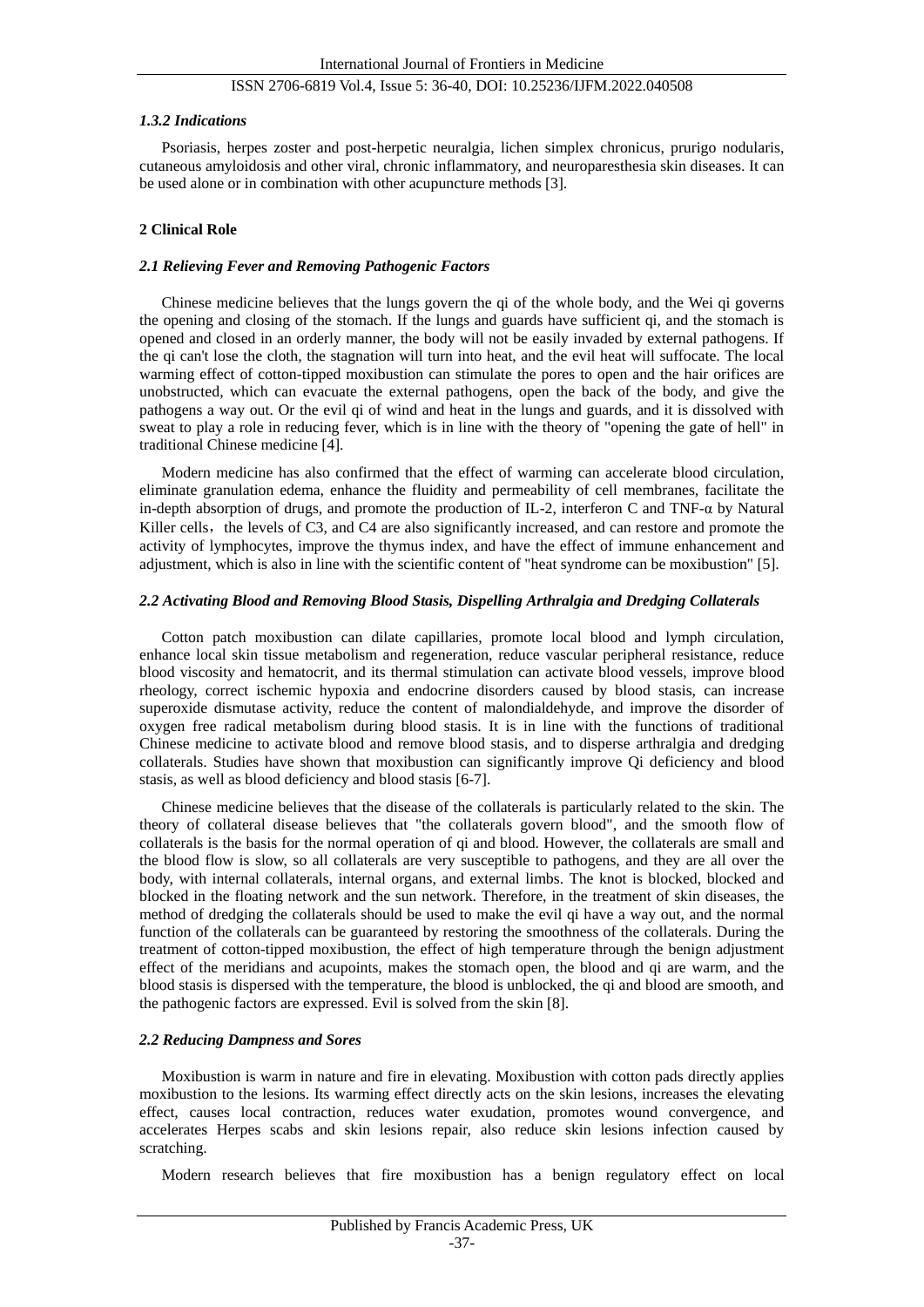#### *1.3.2 Indications*

Psoriasis, herpes zoster and post-herpetic neuralgia, lichen simplex chronicus, prurigo nodularis, cutaneous amyloidosis and other viral, chronic inflammatory, and neuroparesthesia skin diseases. It can be used alone or in combination with other acupuncture methods [3].

## 2 Clinical Role

### *2.1 Relieving Fever and Removing Pathogenic Factors*

Chinese medicine believes that the lungs govern the qi of the whole body, and the Wei qi governs the opening and closing of the stomach. If the lungs and guards have sufficient qi, and the stomach is opened and closed in an orderly manner, the body will not be easily invaded by external pathogens. If the qi can't lose the cloth, the stagnation will turn into heat, and the evil heat will suffocate. The local warming effect of cotton-tipped moxibustion can stimulate the pores to open and the hair orifices are unobstructed, which can evacuate the external pathogens, open the back of the body, and give the pathogens a way out. Or the evil qi of wind and heat in the lungs and guards, and it is dissolved with sweat to play a role in reducing fever, which is in line with the theory of "opening the gate of hell" in traditional Chinese medicine [4].

Modern medicine has also confirmed that the effect of warming can accelerate blood circulation, eliminate granulation edema, enhance the fluidity and permeability of cell membranes, facilitate the in-depth absorption of drugs, and promote the production of IL-2, interferon C and TNF-α by Natural Killer cells, the levels of C3, and C4 are also significantly increased, and can restore and promote the activity of lymphocytes, improve the thymus index, and have the effect of immune enhancement and adjustment, which is also in line with the scientific content of "heat syndrome can be moxibustion" [5].

### *2.2 Activating Blood and Removing Blood Stasis, Dispelling Arthralgia and Dredging Collaterals*

Cotton patch moxibustion can dilate capillaries, promote local blood and lymph circulation, enhance local skin tissue metabolism and regeneration, reduce vascular peripheral resistance, reduce blood viscosity and hematocrit, and its thermal stimulation can activate blood vessels, improve blood rheology, correct ischemic hypoxia and endocrine disorders caused by blood stasis, can increase superoxide dismutase activity, reduce the content of malondialdehyde, and improve the disorder of oxygen free radical metabolism during blood stasis. It is in line with the functions of traditional Chinese medicine to activate blood and remove blood stasis, and to disperse arthralgia and dredging collaterals. Studies have shown that moxibustion can significantly improve Qi deficiency and blood stasis, as well as blood deficiency and blood stasis [6-7].

Chinese medicine believes that the disease of the collaterals is particularly related to the skin. The theory of collateral disease believes that "the collaterals govern blood", and the smooth flow of collaterals is the basis for the normal operation of qi and blood. However, the collaterals are small and the blood flow is slow, so all collaterals are very susceptible to pathogens, and they are all over the body, with internal collaterals, internal organs, and external limbs. The knot is blocked, blocked and blocked in the floating network and the sun network. Therefore, in the treatment of skin diseases, the method of dredging the collaterals should be used to make the evil qi have a way out, and the normal function of the collaterals can be guaranteed by restoring the smoothness of the collaterals. During the treatment of cotton-tipped moxibustion, the effect of high temperature through the benign adjustment effect of the meridians and acupoints, makes the stomach open, the blood and qi are warm, and the blood stasis is dispersed with the temperature, the blood is unblocked, the qi and blood are smooth, and the pathogenic factors are expressed. Evil is solved from the skin [8].

### *2.2 Reducing Dampness and Sores*

Moxibustion is warm in nature and fire in elevating. Moxibustion with cotton pads directly applies moxibustion to the lesions. Its warming effect directly acts on the skin lesions, increases the elevating effect, causes local contraction, reduces water exudation, promotes wound convergence, and accelerates Herpes scabs and skin lesions repair, also reduce skin lesions infection caused by scratching.

Modern research believes that fire moxibustion has a benign regulatory effect on local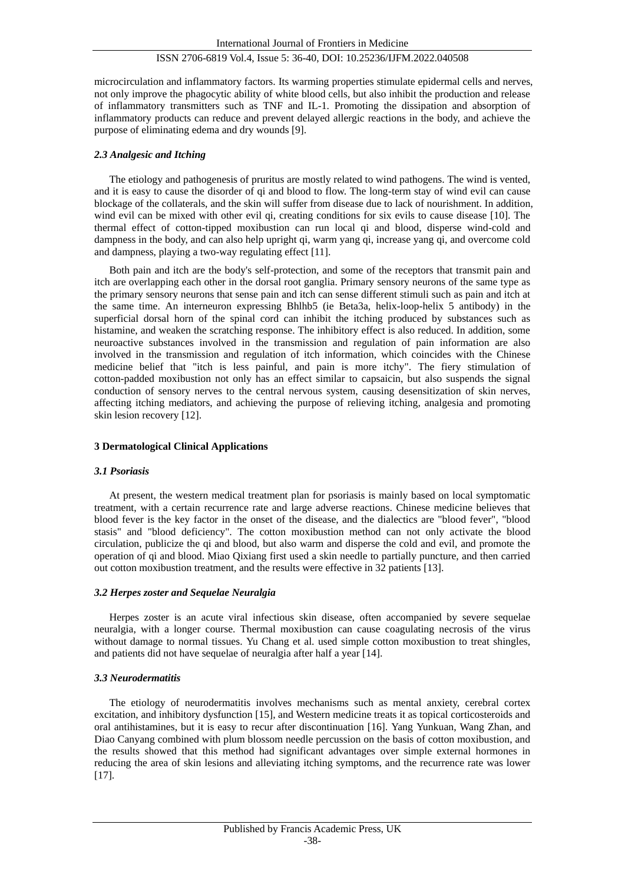microcirculation and inflammatory factors. Its warming properties stimulate epidermal cells and nerves, not only improve the phagocytic ability of white blood cells, but also inhibit the production and release of inflammatory transmitters such as TNF and IL-1. Promoting the dissipation and absorption of inflammatory products can reduce and prevent delayed allergic reactions in the body, and achieve the purpose of eliminating edema and dry wounds [9].

### *2.3 Analgesic and Itching*

The etiology and pathogenesis of pruritus are mostly related to wind pathogens. The wind is vented, and it is easy to cause the disorder of qi and blood to flow. The long-term stay of wind evil can cause blockage of the collaterals, and the skin will suffer from disease due to lack of nourishment. In addition, wind evil can be mixed with other evil qi, creating conditions for six evils to cause disease [10]. The thermal effect of cotton-tipped moxibustion can run local qi and blood, disperse wind-cold and dampness in the body, and can also help upright qi, warm yang qi, increase yang qi, and overcome cold and dampness, playing a two-way regulating effect [11].

Both pain and itch are the body's self-protection, and some of the receptors that transmit pain and itch are overlapping each other in the dorsal root ganglia. Primary sensory neurons of the same type as the primary sensory neurons that sense pain and itch can sense different stimuli such as pain and itch at the same time. An interneuron expressing Bhlhb5 (ie Beta3a, helix-loop-helix 5 antibody) in the superficial dorsal horn of the spinal cord can inhibit the itching produced by substances such as histamine, and weaken the scratching response. The inhibitory effect is also reduced. In addition, some neuroactive substances involved in the transmission and regulation of pain information are also involved in the transmission and regulation of itch information, which coincides with the Chinese medicine belief that "itch is less painful, and pain is more itchy". The fiery stimulation of cotton-padded moxibustion not only has an effect similar to capsaicin, but also suspends the signal conduction of sensory nerves to the central nervous system, causing desensitization of skin nerves, affecting itching mediators, and achieving the purpose of relieving itching, analgesia and promoting skin lesion recovery [12].

## 3 Dermatological Clinical Applications

### *3.1 Psoriasis*

At present, the western medical treatment plan for psoriasis is mainly based on local symptomatic treatment, with a certain recurrence rate and large adverse reactions. Chinese medicine believes that blood fever is the key factor in the onset of the disease, and the dialectics are "blood fever", "blood stasis" and "blood deficiency". The cotton moxibustion method can not only activate the blood circulation, publicize the qi and blood, but also warm and disperse the cold and evil, and promote the operation of qi and blood. Miao Qixiang first used a skin needle to partially puncture, and then carried out cotton moxibustion treatment, and the results were effective in 32 patients [13].

### *3.2 Herpes zoster and Sequelae Neuralgia*

Herpes zoster is an acute viral infectious skin disease, often accompanied by severe sequelae neuralgia, with a longer course. Thermal moxibustion can cause coagulating necrosis of the virus without damage to normal tissues. Yu Chang et al. used simple cotton moxibustion to treat shingles, and patients did not have sequelae of neuralgia after half a year [14].

### *3.3 Neurodermatitis*

The etiology of neurodermatitis involves mechanisms such as mental anxiety, cerebral cortex excitation, and inhibitory dysfunction [15], and Western medicine treats it as topical corticosteroids and oral antihistamines, but it is easy to recur after discontinuation [16]. Yang Yunkuan, Wang Zhan, and Diao Canyang combined with plum blossom needle percussion on the basis of cotton moxibustion, and the results showed that this method had significant advantages over simple external hormones in reducing the area of skin lesions and alleviating itching symptoms, and the recurrence rate was lower [17].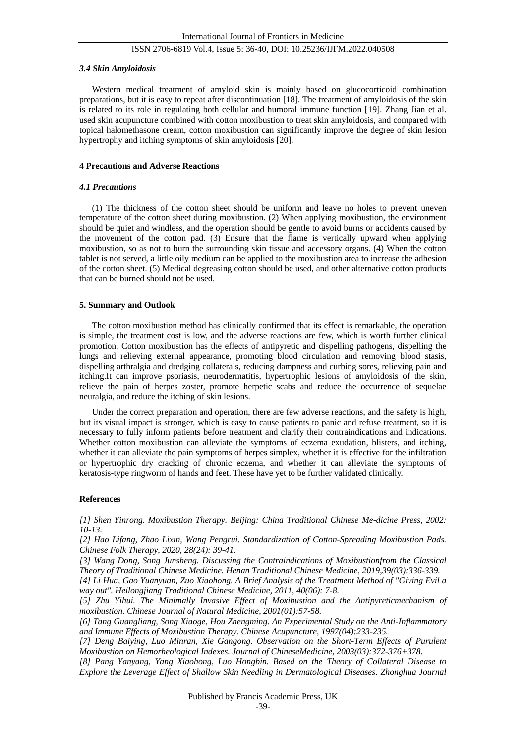### *3.4 Skin Amyloidosis*

Western medical treatment of amyloid skin is mainly based on glucocorticoid combination preparations, but it is easy to repeat after discontinuation [18]. The treatment of amyloidosis of the skin is related to its role in regulating both cellular and humoral immune function [19]. Zhang Jian et al. used skin acupuncture combined with cotton moxibustion to treat skin amyloidosis, and compared with topical halomethasone cream, cotton moxibustion can significantly improve the degree of skin lesion hypertrophy and itching symptoms of skin amyloidosis [20].

## 4 Precautions and Adverse Reactions

### *4.1 Precautions*

(1) The thickness of the cotton sheet should be uniform and leave no holes to prevent uneven temperature of the cotton sheet during moxibustion. (2) When applying moxibustion, the environment should be quiet and windless, and the operation should be gentle to avoid burns or accidents caused by the movement of the cotton pad. (3) Ensure that the flame is vertically upward when applying moxibustion, so as not to burn the surrounding skin tissue and accessory organs. (4) When the cotton tablet is not served, a little oily medium can be applied to the moxibustion area to increase the adhesion of the cotton sheet. (5) Medical degreasing cotton should be used, and other alternative cotton products that can be burned should not be used.

## 5. Summary and Outlook

The cotton moxibustion method has clinically confirmed that its effect is remarkable, the operation is simple, the treatment cost is low, and the adverse reactions are few, which is worth further clinical promotion. Cotton moxibustion has the effects of antipyretic and dispelling pathogens, dispelling the lungs and relieving external appearance, promoting blood circulation and removing blood stasis, dispelling arthralgia and dredging collaterals, reducing dampness and curbing sores, relieving pain and itching.It can improve psoriasis, neurodermatitis, hypertrophic lesions of amyloidosis of the skin, relieve the pain of herpes zoster, promote herpetic scabs and reduce the occurrence of sequelae neuralgia, and reduce the itching of skin lesions.

Under the correct preparation and operation, there are few adverse reactions, and the safety is high, but its visual impact is stronger, which is easy to cause patients to panic and refuse treatment, so it is necessary to fully inform patients before treatment and clarify their contraindications and indications. Whether cotton moxibustion can alleviate the symptoms of eczema exudation, blisters, and itching, whether it can alleviate the pain symptoms of herpes simplex, whether it is effective for the infiltration or hypertrophic dry cracking of chronic eczema, and whether it can alleviate the symptoms of keratosis-type ringworm of hands and feet. These have yet to be further validated clinically.

## References

*[1] Shen Yinrong. Moxibustion Therapy. Beijing: China Traditional Chinese Me-dicine Press, 2002: 10-13.*

*[2] Hao Lifang, Zhao Lixin, Wang Pengrui. Standardization of Cotton-Spreading Moxibustion Pads. Chinese Folk Therapy, 2020, 28(24): 39-41.*

*[3] Wang Dong, Song Junsheng. Discussing the Contraindications of Moxibustionfrom the Classical Theory of Traditional Chinese Medicine. Henan Traditional Chinese Medicine, 2019,39(03):336-339.*

*[4] Li Hua, Gao Yuanyuan, Zuo Xiaohong. A Brief Analysis of the Treatment Method of "Giving Evil a way out". Heilongjiang Traditional Chinese Medicine, 2011, 40(06): 7-8.*

*[5] Zhu Yihui. The Minimally Invasive Effect of Moxibustion and the Antipyreticmechanism of moxibustion. Chinese Journal of Natural Medicine, 2001(01):57-58.*

*[6] Tang Guangliang, Song Xiaoge, Hou Zhengming. An Experimental Study on the Anti-Inflammatory and Immune Effects of Moxibustion Therapy. Chinese Acupuncture, 1997(04):233-235.*

*[7] Deng Baiying, Luo Minran, Xie Gangong. Observation on the Short-Term Effects of Purulent Moxibustion on Hemorheological Indexes. Journal of ChineseMedicine, 2003(03):372-376+378.*

*[8] Pang Yanyang, Yang Xiaohong, Luo Hongbin. Based on the Theory of Collateral Disease to Explore the Leverage Effect of Shallow Skin Needling in Dermatological Diseases. Zhonghua Journal*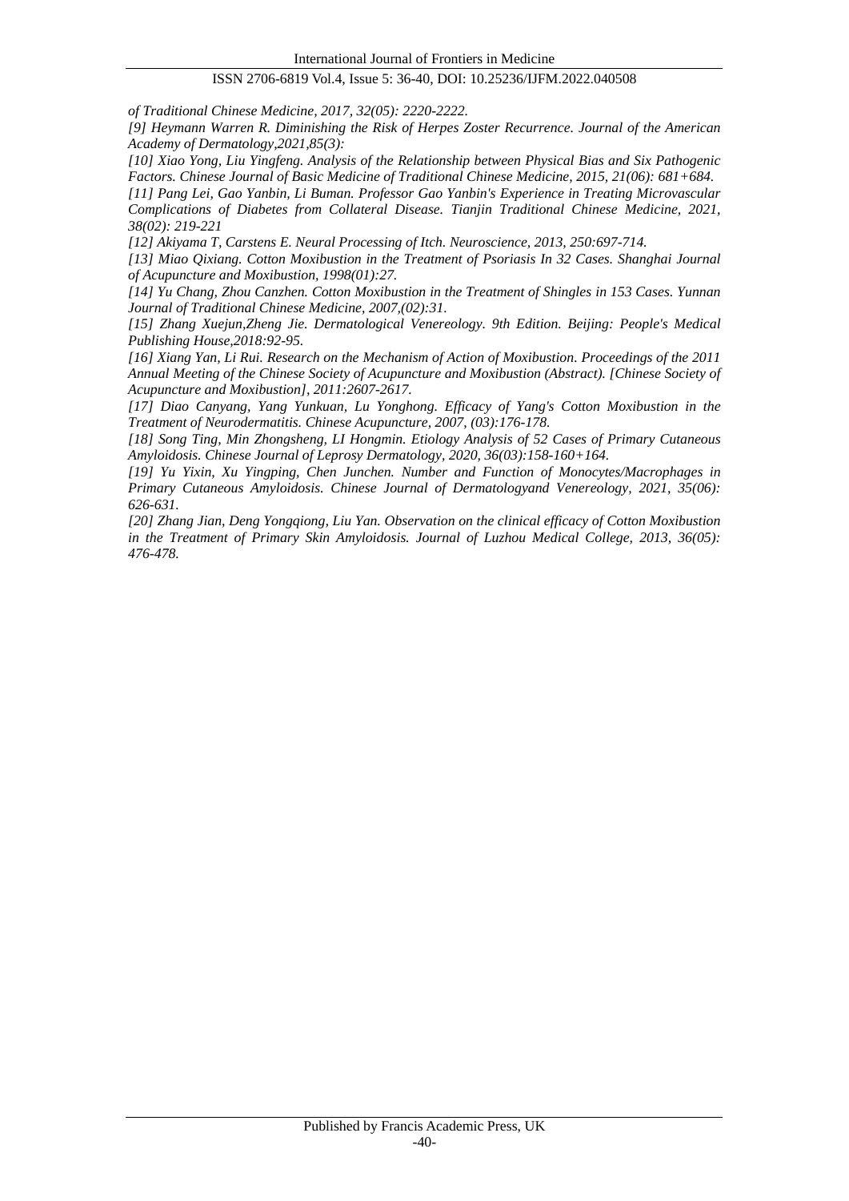*of Traditional Chinese Medicine, 2017, 32(05): 2220-2222.*

*[9] Heymann Warren R. Diminishing the Risk of Herpes Zoster Recurrence. Journal of the American Academy of Dermatology,2021,85(3):*

*[10] Xiao Yong, Liu Yingfeng. Analysis of the Relationship between Physical Bias and Six Pathogenic Factors. Chinese Journal of Basic Medicine of Traditional Chinese Medicine, 2015, 21(06): 681+684.*

*[11] Pang Lei, Gao Yanbin, Li Buman. Professor Gao Yanbin's Experience in Treating Microvascular Complications of Diabetes from Collateral Disease. Tianjin Traditional Chinese Medicine, 2021, 38(02): 219-221*

*[12] Akiyama T, Carstens E. Neural Processing of Itch. Neuroscience, 2013, 250:697-714.*

*[13] Miao Qixiang. Cotton Moxibustion in the Treatment of Psoriasis In 32 Cases. Shanghai Journal of Acupuncture and Moxibustion, 1998(01):27.*

*[14] Yu Chang, Zhou Canzhen. Cotton Moxibustion in the Treatment of Shingles in 153 Cases. Yunnan Journal of Traditional Chinese Medicine, 2007,(02):31.*

*[15] Zhang Xuejun,Zheng Jie. Dermatological Venereology. 9th Edition. Beijing: People's Medical Publishing House,2018:92-95.*

*[16] Xiang Yan, Li Rui. Research on the Mechanism of Action of Moxibustion. Proceedings of the 2011 Annual Meeting of the Chinese Society of Acupuncture and Moxibustion (Abstract). [Chinese Society of Acupuncture and Moxibustion], 2011:2607-2617.*

*[17] Diao Canyang, Yang Yunkuan, Lu Yonghong. Efficacy of Yang's Cotton Moxibustion in the Treatment of Neurodermatitis. Chinese Acupuncture, 2007, (03):176-178.*

*[18] Song Ting, Min Zhongsheng, LI Hongmin. Etiology Analysis of 52 Cases of Primary Cutaneous Amyloidosis. Chinese Journal of Leprosy Dermatology, 2020, 36(03):158-160+164.*

*[19] Yu Yixin, Xu Yingping, Chen Junchen. Number and Function of Monocytes/Macrophages in Primary Cutaneous Amyloidosis. Chinese Journal of Dermatologyand Venereology, 2021, 35(06): 626-631.*

*[20] Zhang Jian, Deng Yongqiong, Liu Yan. Observation on the clinical efficacy of Cotton Moxibustion in the Treatment of Primary Skin Amyloidosis. Journal of Luzhou Medical College, 2013, 36(05): 476-478.*